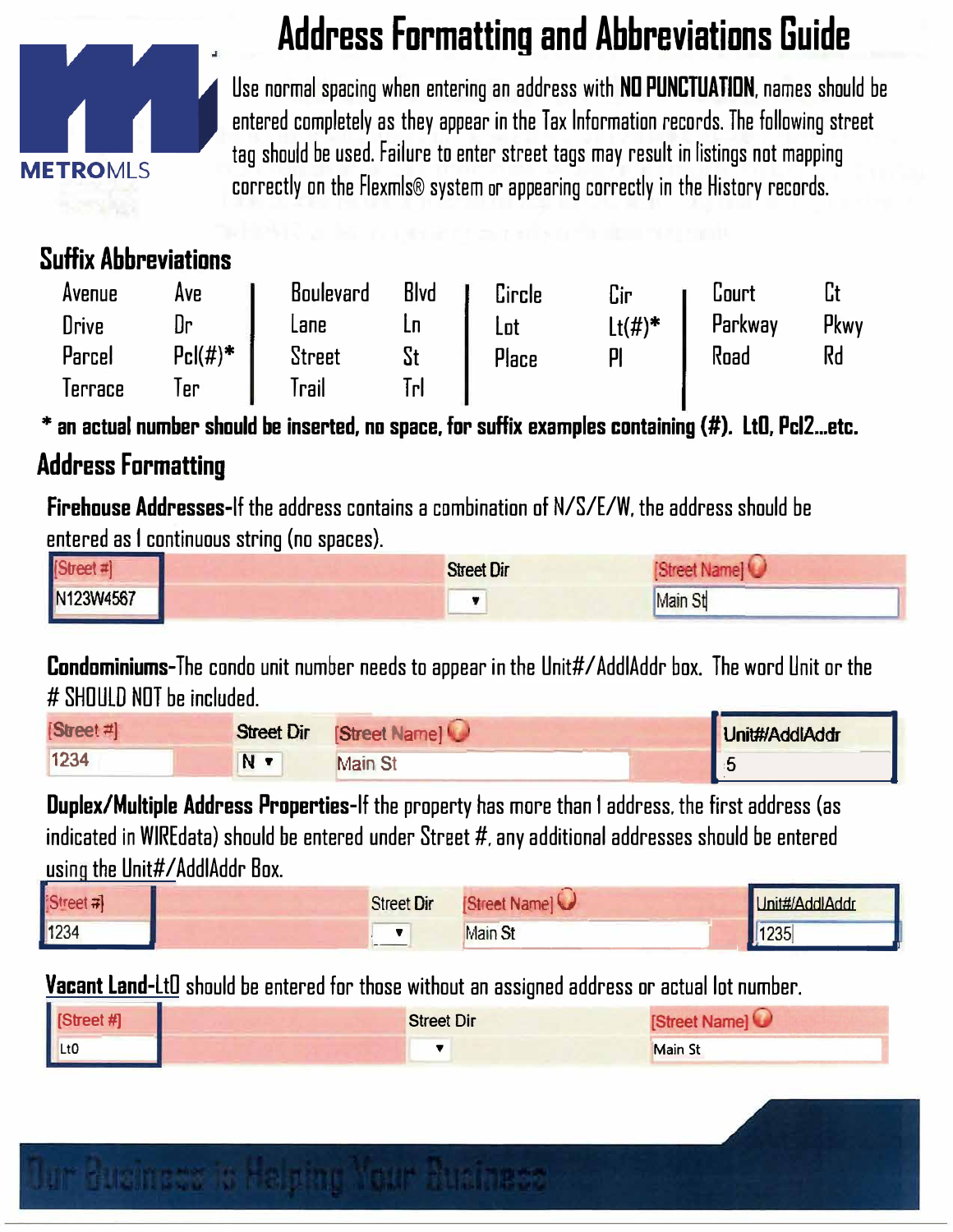# Address Formatting and Abbreviations Guide

METROMLS

Use normal spacing when entering an address with **NO PUNCTUATION**, names should be entered completely as they appear in the Tax Information records. The following street tag should be used. Failure to enter street tags may result in listings not mapping correctly on the Flexmls® system or appearing correctly in the History records.

## Suffix Abbreviations

| | | | | | | | |
|---|---|---|---|---|---|---|---|
| Avenue | Ave | Boulevard | Blvd | Circle | Cir | Court | Ct |
| Drive | Dr | Lane | Ln | Lot | Lt(#)* | Parkway | Pkwy |
| Parcel | Pcl(#)* | Street | St | Place | Pl | Road | Rd |
| Terrace | Ter | Trail | Trl | | | | |

**\* an actual number should be inserted, no space, for suffix examples containing (#). Lt0, Pcl2...etc.**

## Address Formatting

**Firehouse Addresses-**If the address contains a combination of N/S/E/W, the address should be entered as 1 continuous string (no spaces).

| [Street #] | Street Dir | [Street Name] |
|---|---|---|
| N123W4567 | | Main St |

**Condominiums-**The condo unit number needs to appear in the Unit#/AddlAddr box. The word Unit or the # SHOULD NOT be included.

| [Street #] | Street Dir | [Street Name] | Unit#/AddlAddr |
|---|---|---|---|
| 1234 | N | Main St | 5 |

**Duplex/Multiple Address Properties-**If the property has more than 1 address, the first address (as indicated in WIREdata) should be entered under Street #, any additional addresses should be entered using the Unit#/AddlAddr Box.

| [Street #] | Street Dir | [Street Name] | Unit#/AddlAddr |
|---|---|---|---|
| 1234 | | Main St | 1235 |

**Vacant Land-**Lt0 should be entered for those without an assigned address or actual lot number.

| [Street #] | Street Dir | [Street Name] |
|---|---|---|
| Lt0 | | Main St |

Our Business is Helping Your Business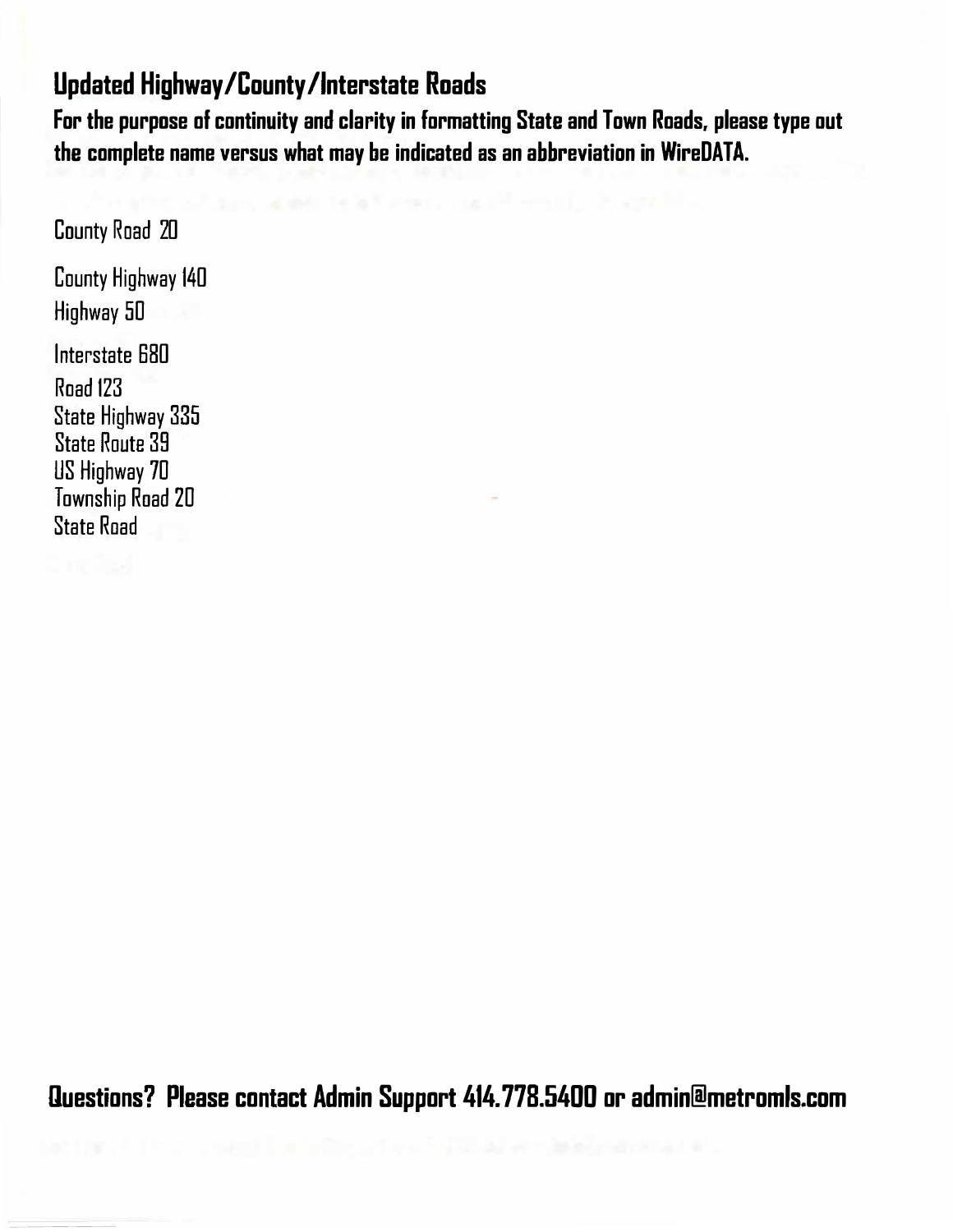## Updated Highway/County/Interstate Roads

**For the purpose of continuity and clarity in formatting State and Town Roads, please type out the complete name versus what may be indicated as an abbreviation in WireDATA.**

County Road 20

County Highway 140

Highway 50

Interstate 680

Road 123

State Highway 335

State Route 39

US Highway 70

Township Road 20

State Road

**Questions? Please contact Admin Support 414.778.5400 or admin@metromls.com**